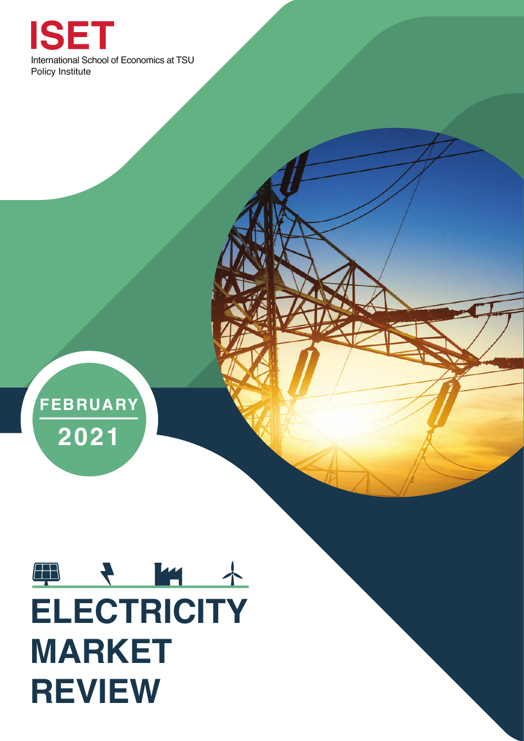**ISET**

International School of Economics at TSU
Policy Institute

**FEBRUARY**

**2021**

# ELECTRICITY MARKET REVIEW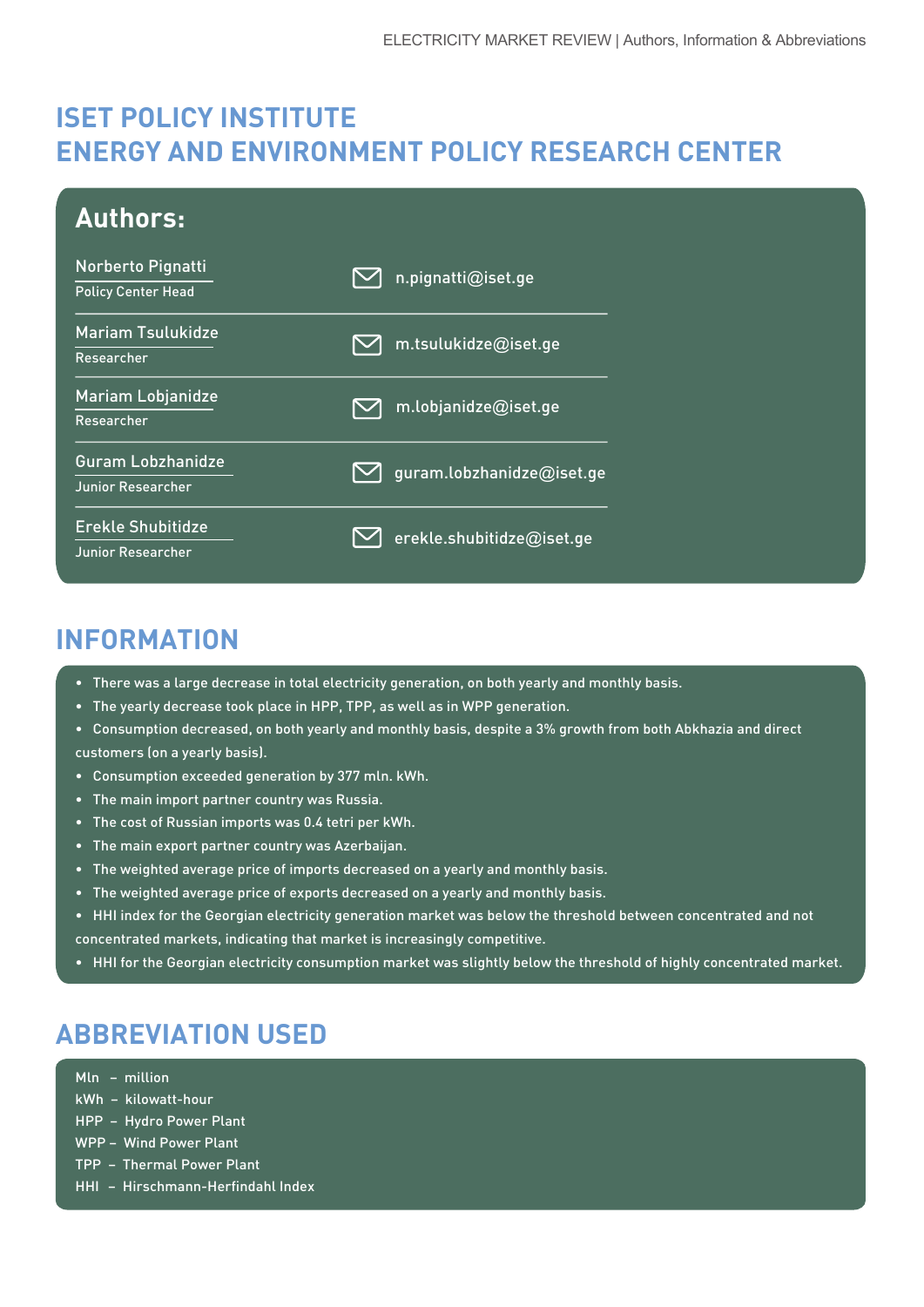# ISET POLICY INSTITUTE
# ENERGY AND ENVIRONMENT POLICY RESEARCH CENTER

## Authors:

| Name | Email |
|---|---|
| Norberto Pignatti<br>Policy Center Head | n.pignatti@iset.ge |
| Mariam Tsulukidze<br>Researcher | m.tsulukidze@iset.ge |
| Mariam Lobjanidze<br>Researcher | m.lobjanidze@iset.ge |
| Guram Lobzhanidze<br>Junior Researcher | guram.lobzhanidze@iset.ge |
| Erekle Shubitidze<br>Junior Researcher | erekle.shubitidze@iset.ge |

## INFORMATION

- There was a large decrease in total electricity generation, on both yearly and monthly basis.
- The yearly decrease took place in HPP, TPP, as well as in WPP generation.
- Consumption decreased, on both yearly and monthly basis, despite a 3% growth from both Abkhazia and direct customers (on a yearly basis).
- Consumption exceeded generation by 377 mln. kWh.
- The main import partner country was Russia.
- The cost of Russian imports was 0.4 tetri per kWh.
- The main export partner country was Azerbaijan.
- The weighted average price of imports decreased on a yearly and monthly basis.
- The weighted average price of exports decreased on a yearly and monthly basis.
- HHI index for the Georgian electricity generation market was below the threshold between concentrated and not concentrated markets, indicating that market is increasingly competitive.
- HHI for the Georgian electricity consumption market was slightly below the threshold of highly concentrated market.

## ABBREVIATION USED

Mln – million
kWh – kilowatt-hour
HPP – Hydro Power Plant
WPP – Wind Power Plant
TPP – Thermal Power Plant
HHI – Hirschmann-Herfindahl Index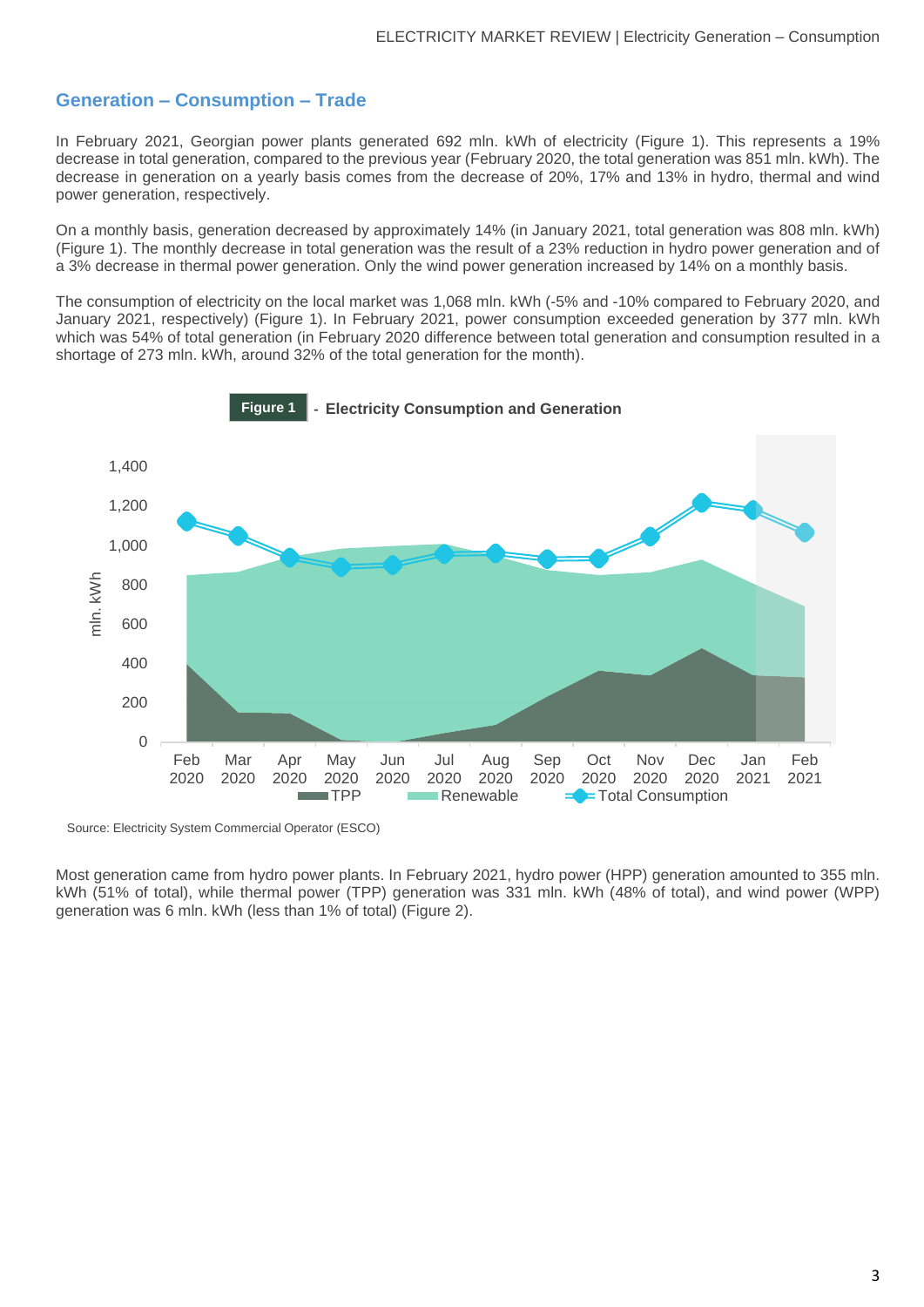## Generation – Consumption – Trade

In February 2021, Georgian power plants generated 692 mln. kWh of electricity (Figure 1). This represents a 19% decrease in total generation, compared to the previous year (February 2020, the total generation was 851 mln. kWh). The decrease in generation on a yearly basis comes from the decrease of 20%, 17% and 13% in hydro, thermal and wind power generation, respectively.

On a monthly basis, generation decreased by approximately 14% (in January 2021, total generation was 808 mln. kWh) (Figure 1). The monthly decrease in total generation was the result of a 23% reduction in hydro power generation and of a 3% decrease in thermal power generation. Only the wind power generation increased by 14% on a monthly basis.

The consumption of electricity on the local market was 1,068 mln. kWh (-5% and -10% compared to February 2020, and January 2021, respectively) (Figure 1). In February 2021, power consumption exceeded generation by 377 mln. kWh which was 54% of total generation (in February 2020 difference between total generation and consumption resulted in a shortage of 273 mln. kWh, around 32% of the total generation for the month).

**Figure 1** - **Electricity Consumption and Generation**

Source: Electricity System Commercial Operator (ESCO)

Most generation came from hydro power plants. In February 2021, hydro power (HPP) generation amounted to 355 mln. kWh (51% of total), while thermal power (TPP) generation was 331 mln. kWh (48% of total), and wind power (WPP) generation was 6 mln. kWh (less than 1% of total) (Figure 2).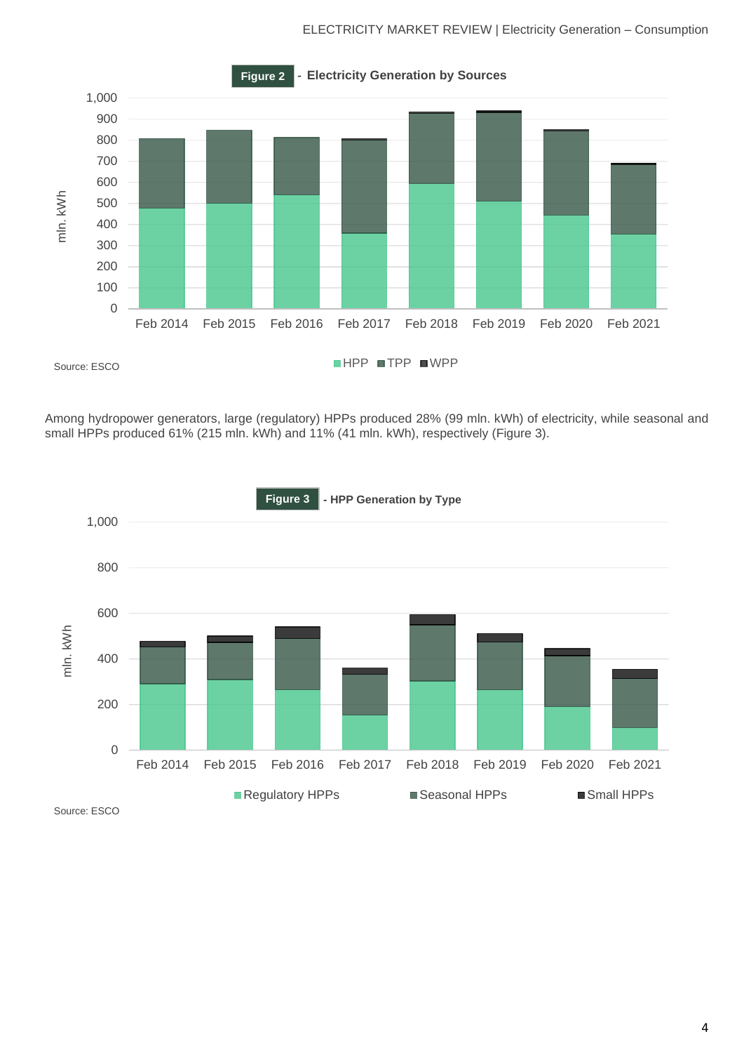**Figure 2** - **Electricity Generation by Sources**

Source: ESCO

Among hydropower generators, large (regulatory) HPPs produced 28% (99 mln. kWh) of electricity, while seasonal and small HPPs produced 61% (215 mln. kWh) and 11% (41 mln. kWh), respectively (Figure 3).

**Figure 3** - **HPP Generation by Type**

Source: ESCO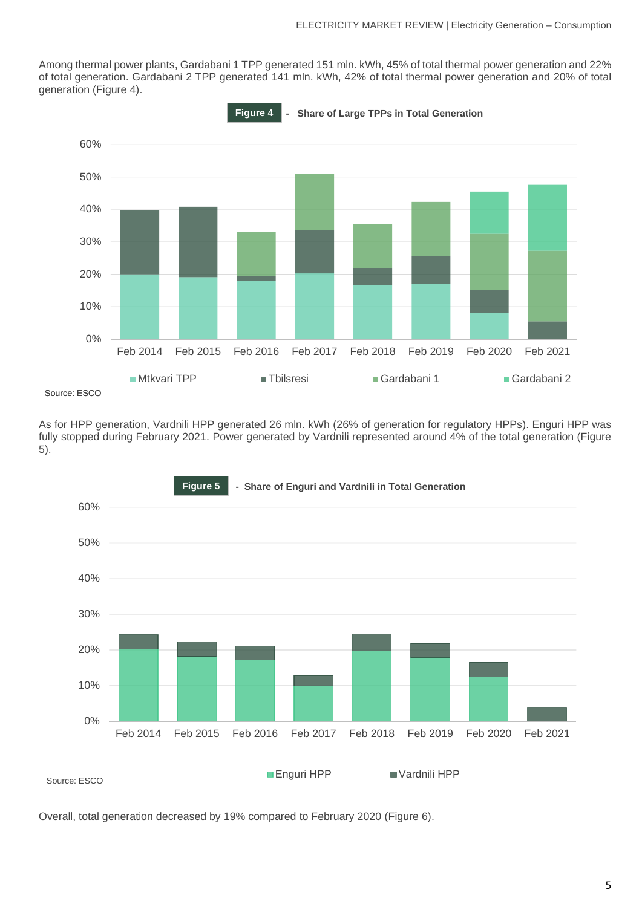Among thermal power plants, Gardabani 1 TPP generated 151 mln. kWh, 45% of total thermal power generation and 22% of total generation. Gardabani 2 TPP generated 141 mln. kWh, 42% of total thermal power generation and 20% of total generation (Figure 4).

**Figure 4** - **Share of Large TPPs in Total Generation**

Source: ESCO

As for HPP generation, Vardnili HPP generated 26 mln. kWh (26% of generation for regulatory HPPs). Enguri HPP was fully stopped during February 2021. Power generated by Vardnili represented around 4% of the total generation (Figure 5).

**Figure 5** - **Share of Enguri and Vardnili in Total Generation**

Source: ESCO

Overall, total generation decreased by 19% compared to February 2020 (Figure 6).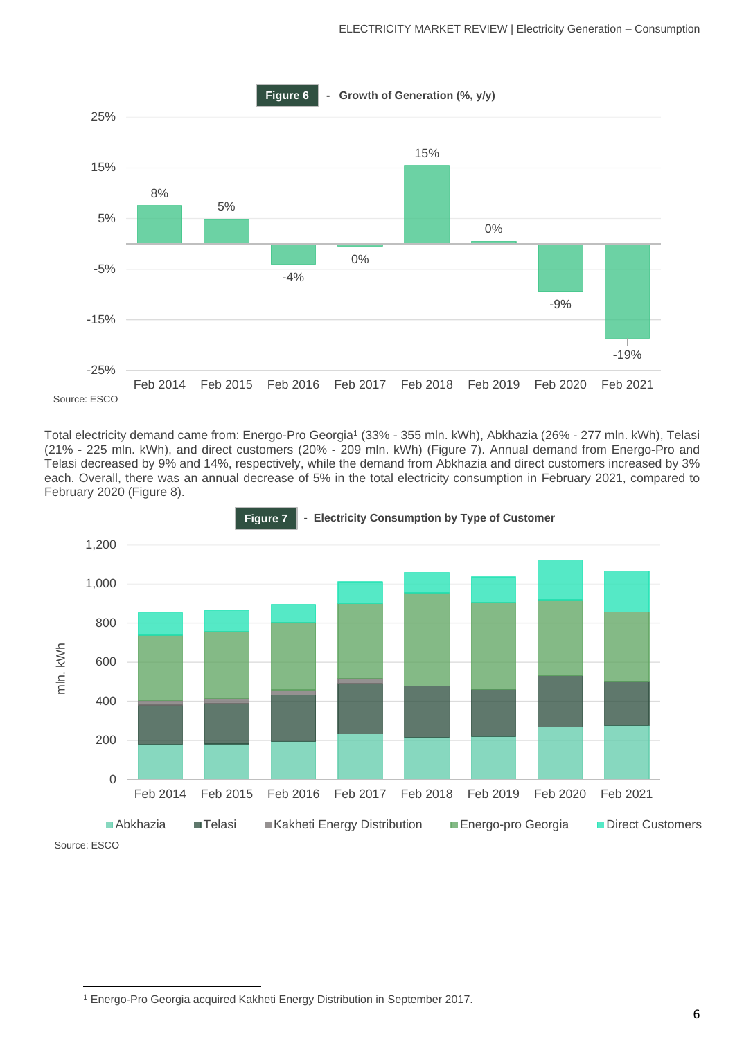**Figure 6** - **Growth of Generation (%, y/y)**

| | Feb 2014 | Feb 2015 | Feb 2016 | Feb 2017 | Feb 2018 | Feb 2019 | Feb 2020 | Feb 2021 |
|---|---|---|---|---|---|---|---|---|
| Growth (%, y/y) | 8% | 5% | -4% | 0% | 15% | 0% | -9% | -19% |

Source: ESCO

Total electricity demand came from: Energo-Pro Georgia[1] (33% - 355 mln. kWh), Abkhazia (26% - 277 mln. kWh), Telasi (21% - 225 mln. kWh), and direct customers (20% - 209 mln. kWh) (Figure 7). Annual demand from Energo-Pro and Telasi decreased by 9% and 14%, respectively, while the demand from Abkhazia and direct customers increased by 3% each. Overall, there was an annual decrease of 5% in the total electricity consumption in February 2021, compared to February 2020 (Figure 8).

**Figure 7** - **Electricity Consumption by Type of Customer**

Stacked bar chart (mln. kWh), Feb 2014 – Feb 2021. Series: Abkhazia, Telasi, Kakheti Energy Distribution, Energo-pro Georgia, Direct Customers.

Source: ESCO

[1] Energo-Pro Georgia acquired Kakheti Energy Distribution in September 2017.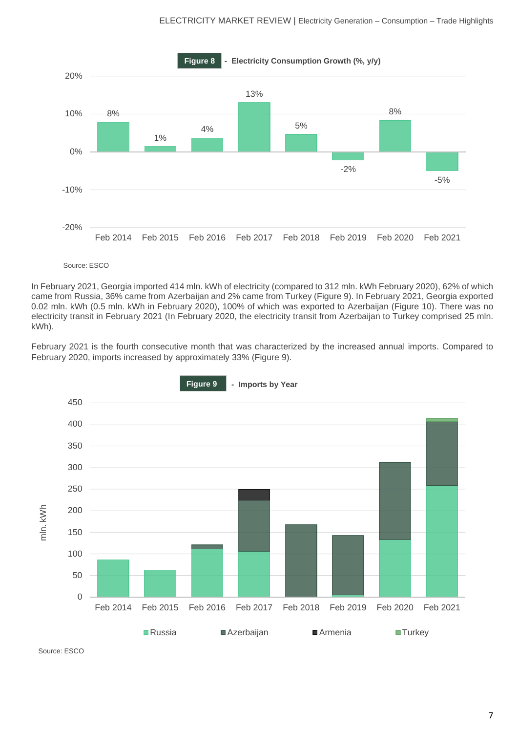**Figure 8** - **Electricity Consumption Growth (%, y/y)**

| | Feb 2014 | Feb 2015 | Feb 2016 | Feb 2017 | Feb 2018 | Feb 2019 | Feb 2020 | Feb 2021 |
|---|---|---|---|---|---|---|---|---|
| Growth | 8% | 1% | 4% | 13% | 5% | -2% | 8% | -5% |

Source: ESCO

In February 2021, Georgia imported 414 mln. kWh of electricity (compared to 312 mln. kWh February 2020), 62% of which came from Russia, 36% came from Azerbaijan and 2% came from Turkey (Figure 9). In February 2021, Georgia exported 0.02 mln. kWh (0.5 mln. kWh in February 2020), 100% of which was exported to Azerbaijan (Figure 10). There was no electricity transit in February 2021 (In February 2020, the electricity transit from Azerbaijan to Turkey comprised 25 mln. kWh).

February 2021 is the fourth consecutive month that was characterized by the increased annual imports. Compared to February 2020, imports increased by approximately 33% (Figure 9).

**Figure 9** - **Imports by Year**

Source: ESCO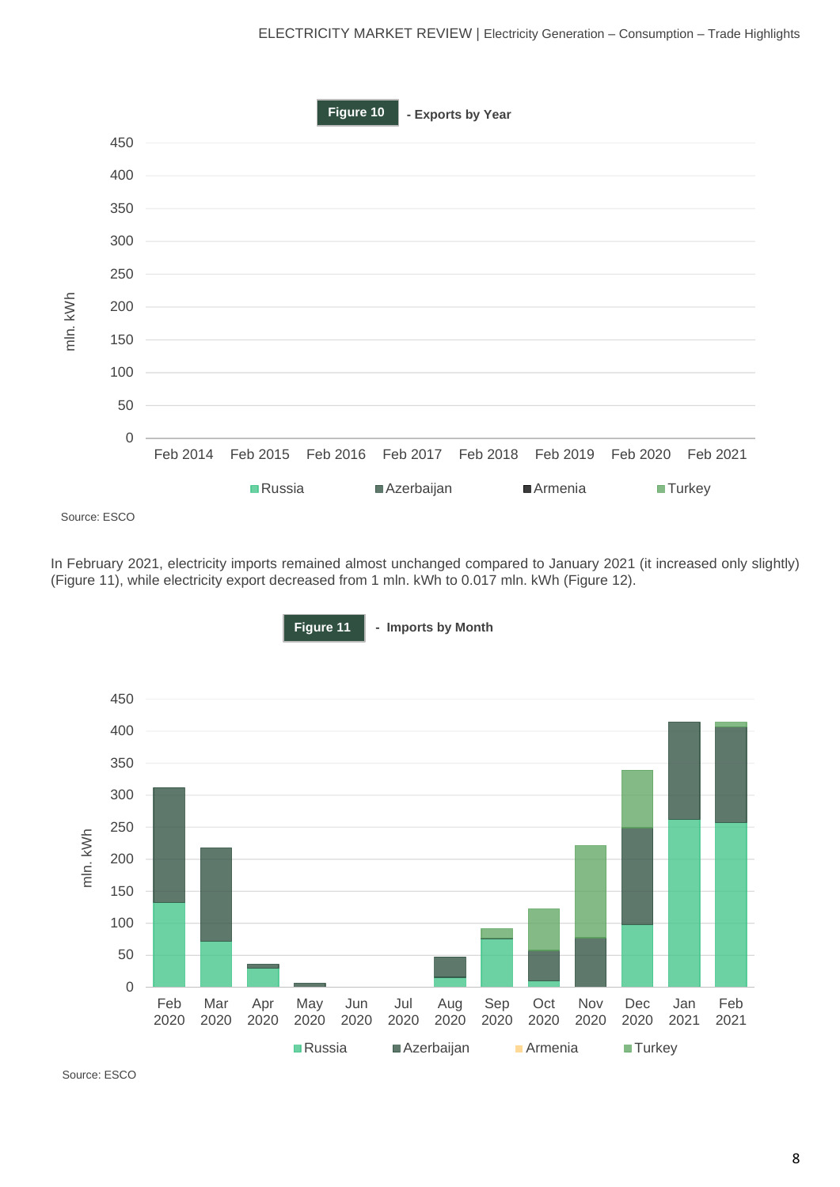**Figure 10** - Exports by Year

Source: ESCO

In February 2021, electricity imports remained almost unchanged compared to January 2021 (it increased only slightly) (Figure 11), while electricity export decreased from 1 mln. kWh to 0.017 mln. kWh (Figure 12).

**Figure 11** - Imports by Month

Source: ESCO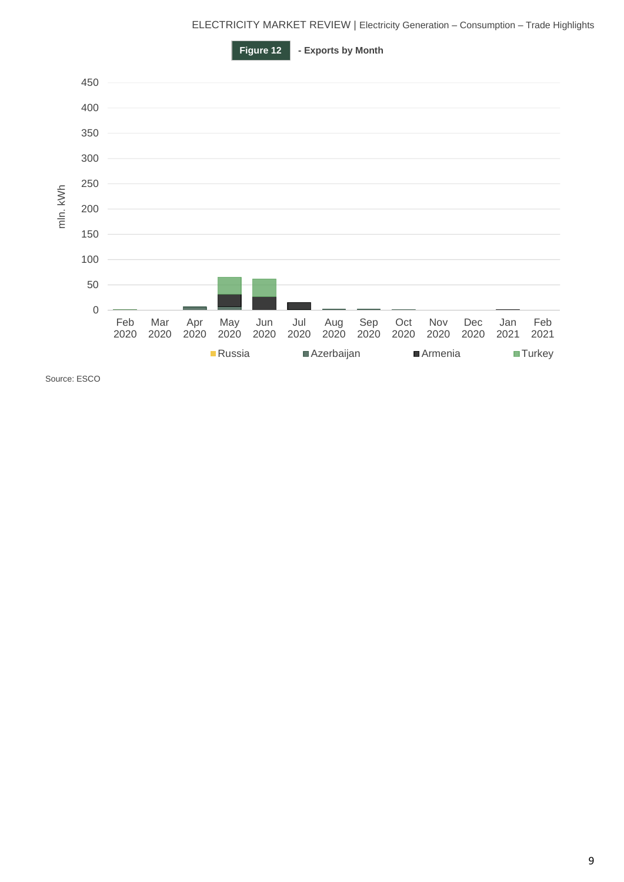**Figure 12** - Exports by Month

| | Feb 2020 | Mar 2020 | Apr 2020 | May 2020 | Jun 2020 | Jul 2020 | Aug 2020 | Sep 2020 | Oct 2020 | Nov 2020 | Dec 2020 | Jan 2021 | Feb 2021 |
|---|---|---|---|---|---|---|---|---|---|---|---|---|---|

mln. kWh

Russia, Azerbaijan, Armenia, Turkey

Source: ESCO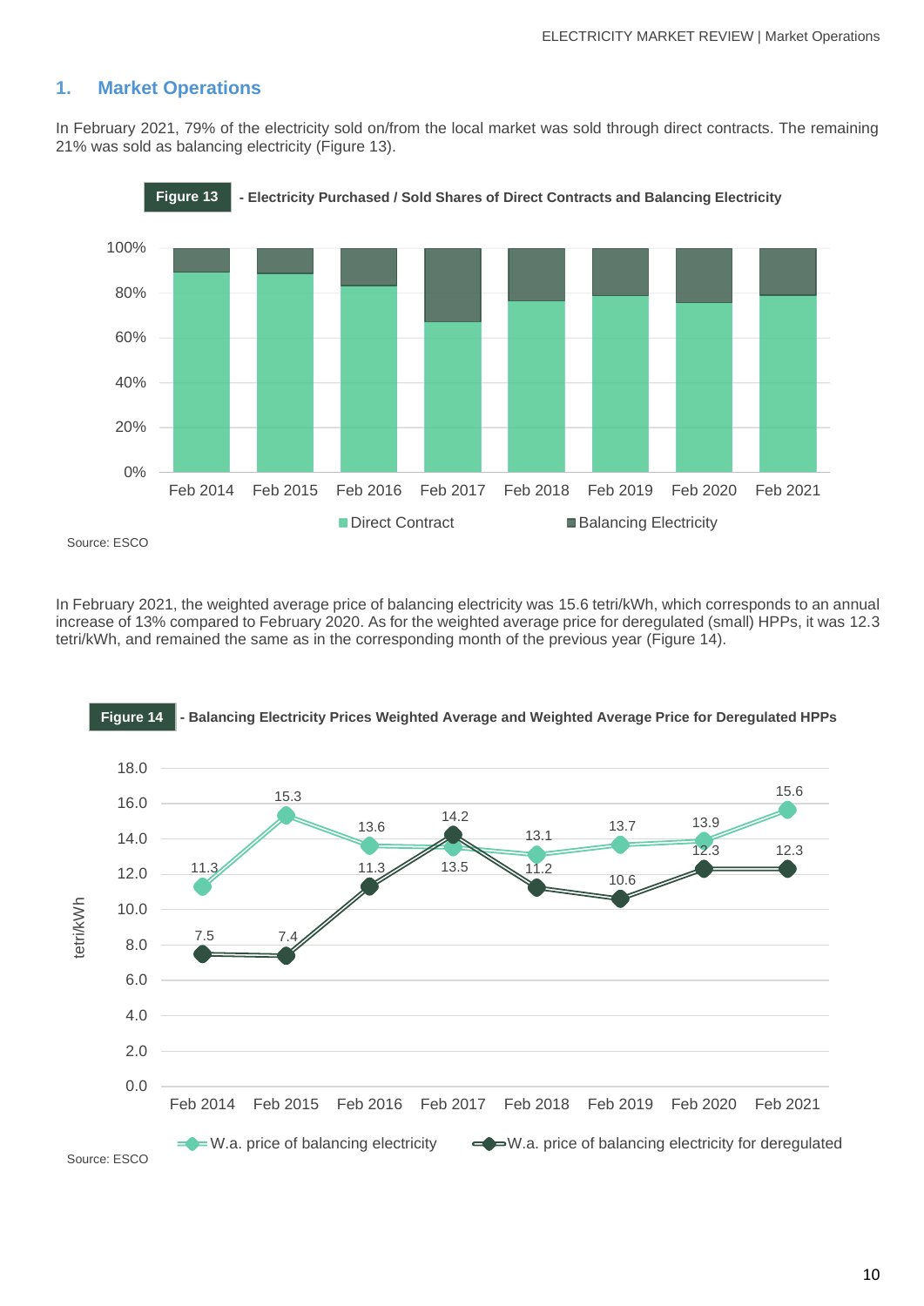## 1. Market Operations

In February 2021, 79% of the electricity sold on/from the local market was sold through direct contracts. The remaining 21% was sold as balancing electricity (Figure 13).

**Figure 13** - Electricity Purchased / Sold Shares of Direct Contracts and Balancing Electricity

Source: ESCO

In February 2021, the weighted average price of balancing electricity was 15.6 tetri/kWh, which corresponds to an annual increase of 13% compared to February 2020. As for the weighted average price for deregulated (small) HPPs, it was 12.3 tetri/kWh, and remained the same as in the corresponding month of the previous year (Figure 14).

**Figure 14** - Balancing Electricity Prices Weighted Average and Weighted Average Price for Deregulated HPPs

| | Feb 2014 | Feb 2015 | Feb 2016 | Feb 2017 | Feb 2018 | Feb 2019 | Feb 2020 | Feb 2021 |
|---|---|---|---|---|---|---|---|---|
| W.a. price of balancing electricity (tetri/kWh) | 11.3 | 15.3 | 13.6 | 13.5 | 13.1 | 13.7 | 13.9 | 15.6 |
| W.a. price of balancing electricity for deregulated (tetri/kWh) | 7.5 | 7.4 | 11.3 | 14.2 | 11.2 | 10.6 | 12.3 | 12.3 |

Source: ESCO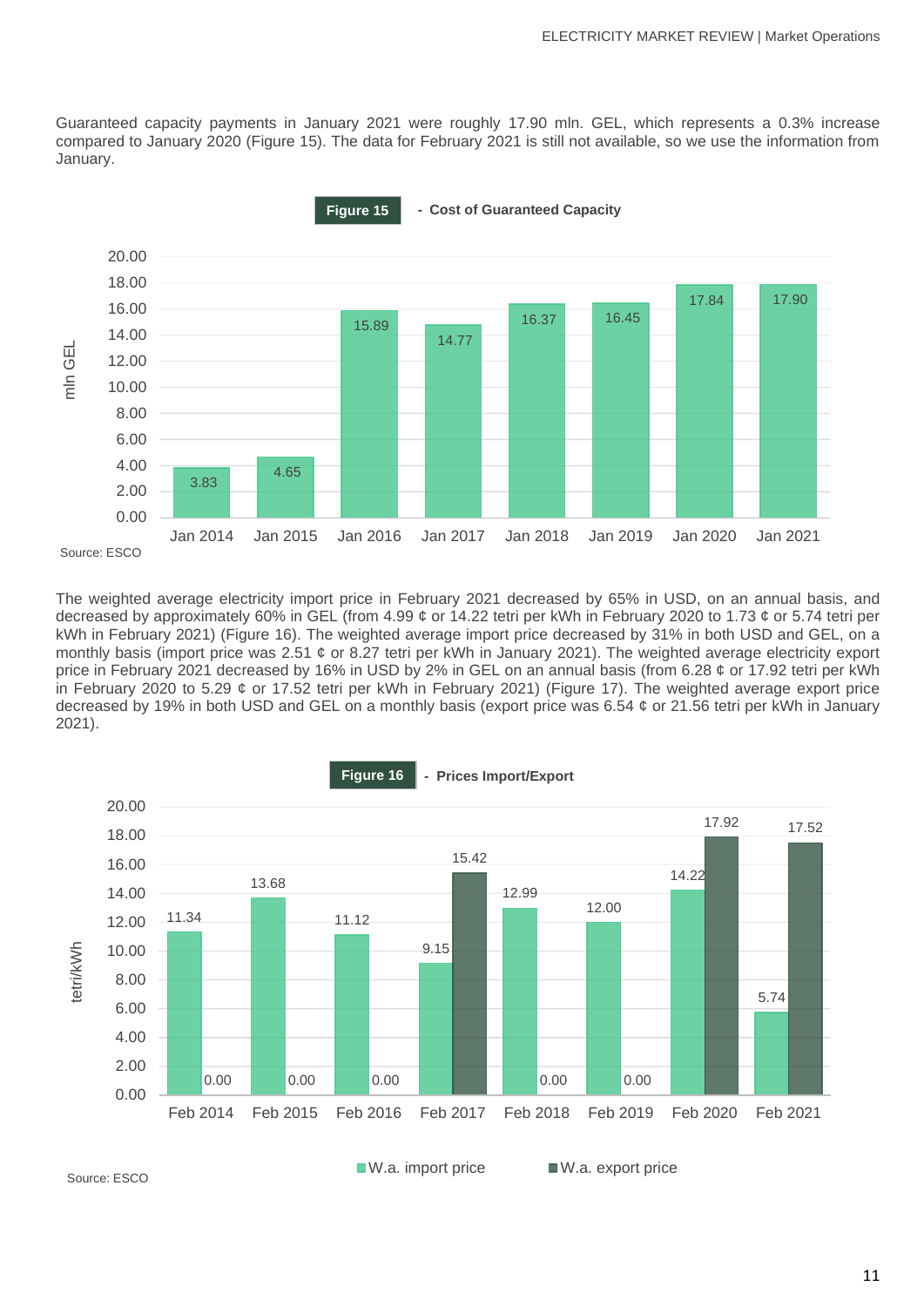Guaranteed capacity payments in January 2021 were roughly 17.90 mln. GEL, which represents a 0.3% increase compared to January 2020 (Figure 15). The data for February 2021 is still not available, so we use the information from January.

**Figure 15** - **Cost of Guaranteed Capacity**

| | Jan 2014 | Jan 2015 | Jan 2016 | Jan 2017 | Jan 2018 | Jan 2019 | Jan 2020 | Jan 2021 |
|---|---|---|---|---|---|---|---|---|
| mln GEL | 3.83 | 4.65 | 15.89 | 14.77 | 16.37 | 16.45 | 17.84 | 17.90 |

Source: ESCO

The weighted average electricity import price in February 2021 decreased by 65% in USD, on an annual basis, and decreased by approximately 60% in GEL (from 4.99 ¢ or 14.22 tetri per kWh in February 2020 to 1.73 ¢ or 5.74 tetri per kWh in February 2021) (Figure 16). The weighted average import price decreased by 31% in both USD and GEL, on a monthly basis (import price was 2.51 ¢ or 8.27 tetri per kWh in January 2021). The weighted average electricity export price in February 2021 decreased by 16% in USD by 2% in GEL on an annual basis (from 6.28 ¢ or 17.92 tetri per kWh in February 2020 to 5.29 ¢ or 17.52 tetri per kWh in February 2021) (Figure 17). The weighted average export price decreased by 19% in both USD and GEL on a monthly basis (export price was 6.54 ¢ or 21.56 tetri per kWh in January 2021).

**Figure 16** - **Prices Import/Export**

| tetri/kWh | Feb 2014 | Feb 2015 | Feb 2016 | Feb 2017 | Feb 2018 | Feb 2019 | Feb 2020 | Feb 2021 |
|---|---|---|---|---|---|---|---|---|
| W.a. import price | 11.34 | 13.68 | 11.12 | 9.15 | 12.99 | 12.00 | 14.22 | 5.74 |
| W.a. export price | 0.00 | 0.00 | 0.00 | 15.42 | 0.00 | 0.00 | 17.92 | 17.52 |

Source: ESCO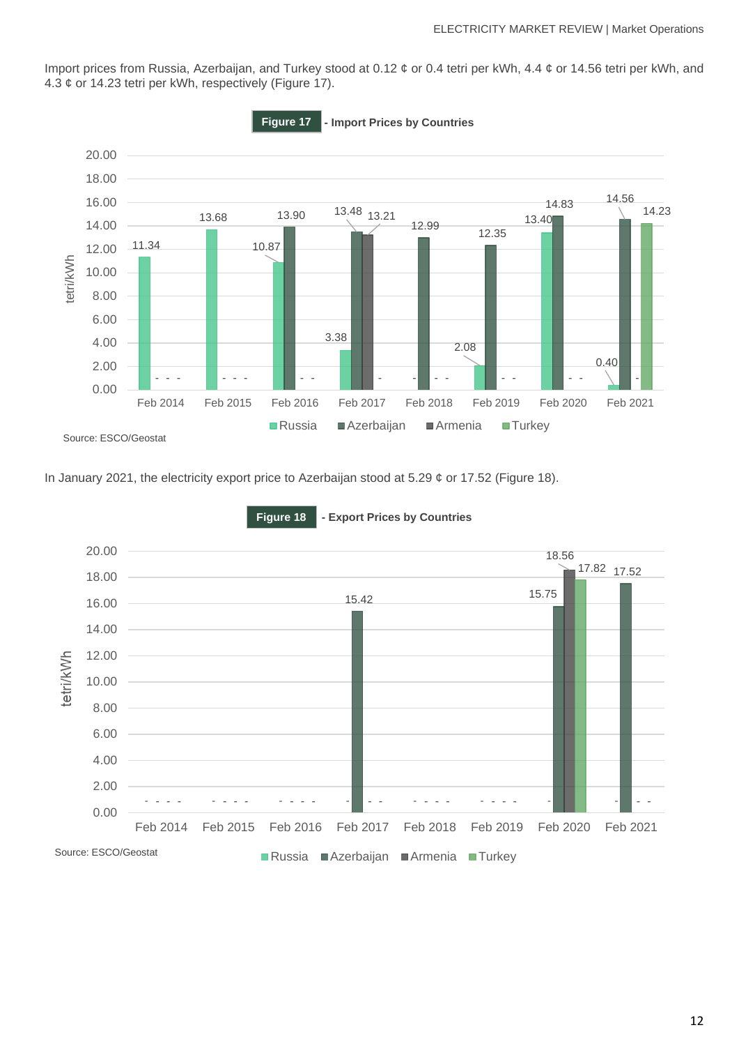Import prices from Russia, Azerbaijan, and Turkey stood at 0.12 ¢ or 0.4 tetri per kWh, 4.4 ¢ or 14.56 tetri per kWh, and 4.3 ¢ or 14.23 tetri per kWh, respectively (Figure 17).

**Figure 17** - Import Prices by Countries

| tetri/kWh | Russia | Azerbaijan | Armenia | Turkey |
|---|---|---|---|---|
| Feb 2014 | 11.34 | - | - | - |
| Feb 2015 | 13.68 | - | - | - |
| Feb 2016 | 10.87 | 13.90 | - | - |
| Feb 2017 | 3.38 | 13.48 | 13.21 | - |
| Feb 2018 | - | 12.99 | - | - |
| Feb 2019 | 2.08 | 12.35 | - | - |
| Feb 2020 | 13.40 | 14.83 | - | - |
| Feb 2021 | 0.40 | 14.56 | - | 14.23 |

Source: ESCO/Geostat

In January 2021, the electricity export price to Azerbaijan stood at 5.29 ¢ or 17.52 (Figure 18).

**Figure 18** - Export Prices by Countries

| tetri/kWh | Russia | Azerbaijan | Armenia | Turkey |
|---|---|---|---|---|
| Feb 2014 | - | - | - | - |
| Feb 2015 | - | - | - | - |
| Feb 2016 | - | - | - | - |
| Feb 2017 | - | 15.42 | - | - |
| Feb 2018 | - | - | - | - |
| Feb 2019 | - | - | - | - |
| Feb 2020 | - | 15.75 | 18.56 | 17.82 |
| Feb 2021 | - | 17.52 | - | - |

Source: ESCO/Geostat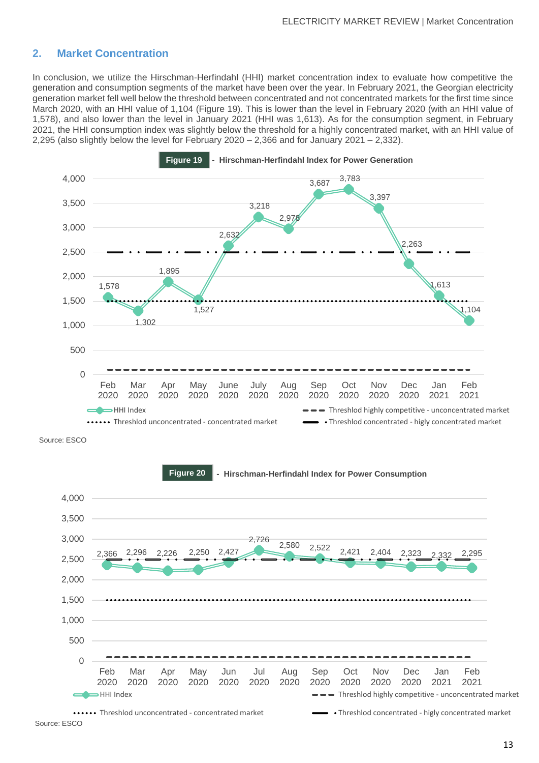## 2. Market Concentration

In conclusion, we utilize the Hirschman-Herfindahl (HHI) market concentration index to evaluate how competitive the generation and consumption segments of the market have been over the year. In February 2021, the Georgian electricity generation market fell well below the threshold between concentrated and not concentrated markets for the first time since March 2020, with an HHI value of 1,104 (Figure 19). This is lower than the level in February 2020 (with an HHI value of 1,578), and also lower than the level in January 2021 (HHI was 1,613). As for the consumption segment, in February 2021, the HHI consumption index was slightly below the threshold for a highly concentrated market, with an HHI value of 2,295 (also slightly below the level for February 2020 – 2,366 and for January 2021 – 2,332).

**Figure 19** - Hirschman-Herfindahl Index for Power Generation

4,000
3,500
3,000
2,500
2,000
1,500
1,000
500
0

1,578 1,302 1,895 1,527 2,632 3,218 2,978 3,687 3,783 3,397 2,263 1,613 1,104

Feb 2020 Mar 2020 Apr 2020 May 2020 June 2020 July 2020 Aug 2020 Sep 2020 Oct 2020 Nov 2020 Dec 2020 Jan 2021 Feb 2021

HHI Index
Threshlod highly competitive - unconcentrated market
Threshlod unconcentrated - concentrated market
Threshlod concentrated - higly concentrated market

Source: ESCO

**Figure 20** - Hirschman-Herfindahl Index for Power Consumption

4,000
3,500
3,000
2,500
2,000
1,500
1,000
500
0

2,366 2,296 2,226 2,250 2,427 2,726 2,580 2,522 2,421 2,404 2,323 2,332 2,295

Feb 2020 Mar 2020 Apr 2020 May 2020 Jun 2020 Jul 2020 Aug 2020 Sep 2020 Oct 2020 Nov 2020 Dec 2020 Jan 2021 Feb 2021

HHI Index
Threshlod highly competitive - unconcentrated market
Threshlod unconcentrated - concentrated market
Threshlod concentrated - higly concentrated market

Source: ESCO